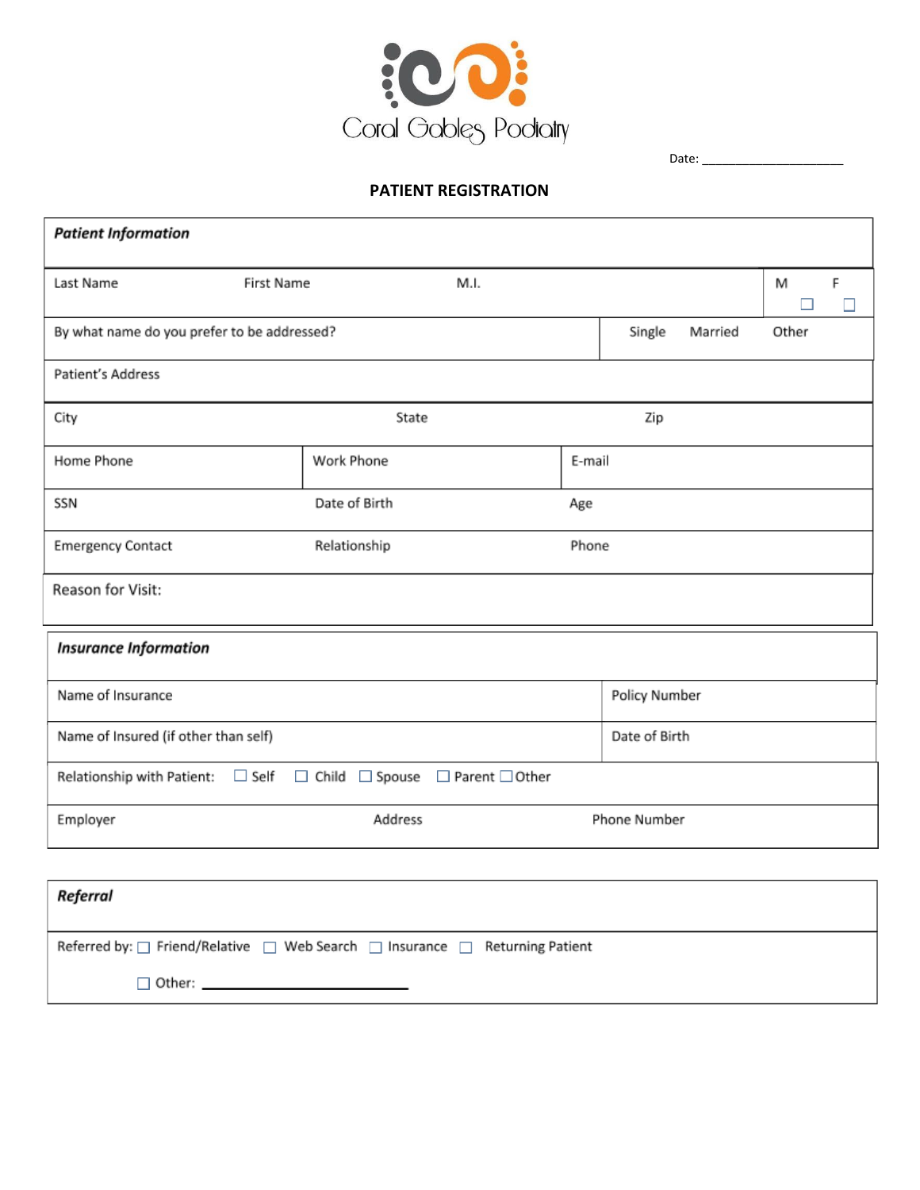# Coral Gables Podiatry

Date: ______________________

## PATIENT REGISTRATION

| ***Patient Information*** | | | |
|---|---|---|---|
| Last Name | First Name | M.I. | M ☐ F ☐ |
| By what name do you prefer to be addressed? | | Single Married Other | |
| Patient's Address | | | |
| City | State | Zip | |
| Home Phone | Work Phone | E-mail | |
| SSN | Date of Birth | Age | |
| Emergency Contact | Relationship | Phone | |
| Reason for Visit: | | | |

| ***Insurance Information*** | | |
|---|---|---|
| Name of Insurance | | Policy Number |
| Name of Insured (if other than self) | | Date of Birth |
| Relationship with Patient: ☐ Self ☐ Child ☐ Spouse ☐ Parent ☐ Other | | |
| Employer | Address | Phone Number |

| ***Referral*** |
|---|
| Referred by: ☐ Friend/Relative ☐ Web Search ☐ Insurance ☐ Returning Patient<br>☐ Other: ______________________ |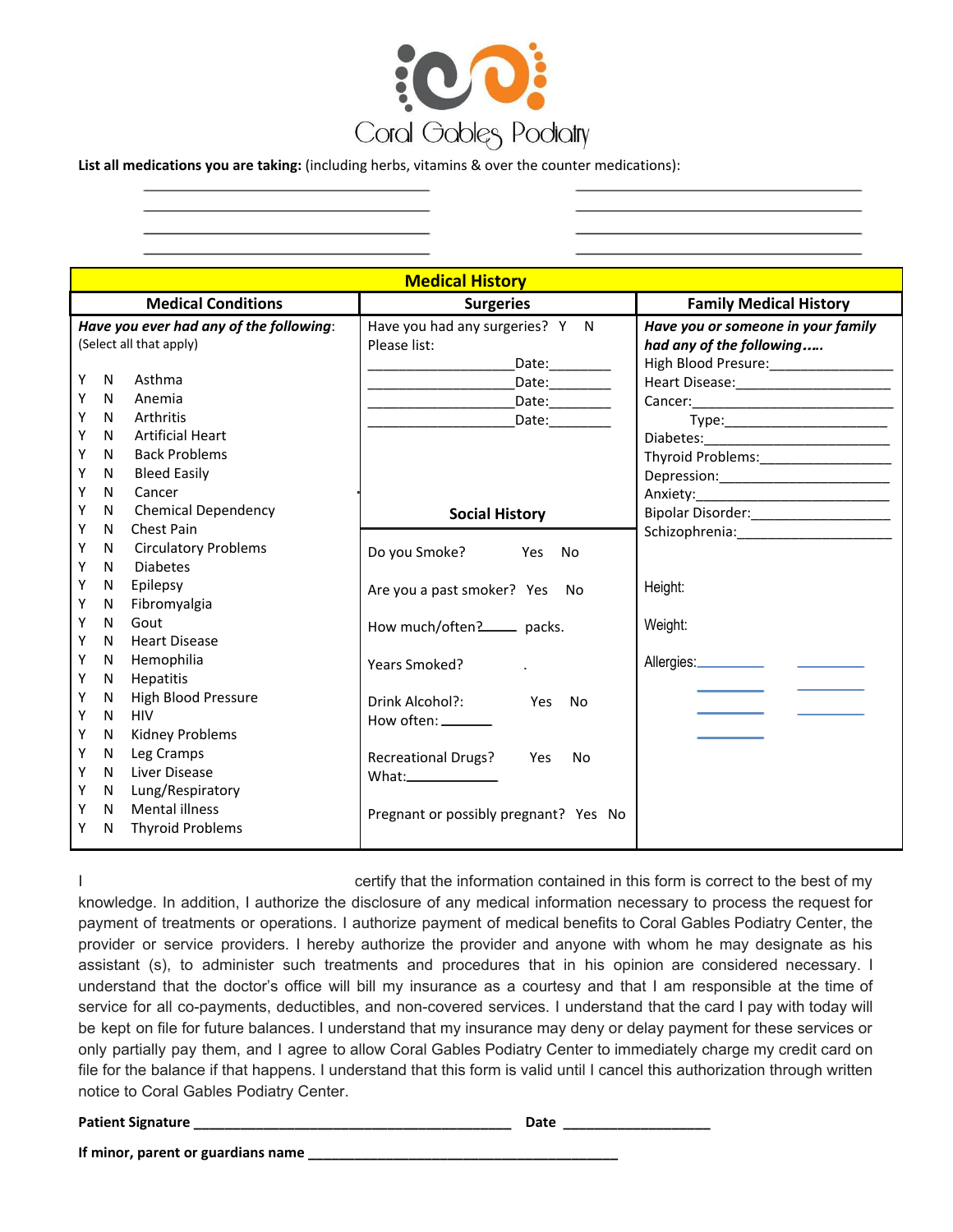Coral Gables Podiatry

**List all medications you are taking:** (including herbs, vitamins & over the counter medications):

\_\_\_\_\_\_\_\_\_\_\_\_\_\_\_\_\_\_\_\_\_\_\_\_\_\_\_\_\_\_ \_\_\_\_\_\_\_\_\_\_\_\_\_\_\_\_\_\_\_\_\_\_\_\_\_\_\_\_\_\_
\_\_\_\_\_\_\_\_\_\_\_\_\_\_\_\_\_\_\_\_\_\_\_\_\_\_\_\_\_\_ \_\_\_\_\_\_\_\_\_\_\_\_\_\_\_\_\_\_\_\_\_\_\_\_\_\_\_\_\_\_
\_\_\_\_\_\_\_\_\_\_\_\_\_\_\_\_\_\_\_\_\_\_\_\_\_\_\_\_\_\_ \_\_\_\_\_\_\_\_\_\_\_\_\_\_\_\_\_\_\_\_\_\_\_\_\_\_\_\_\_\_
\_\_\_\_\_\_\_\_\_\_\_\_\_\_\_\_\_\_\_\_\_\_\_\_\_\_\_\_\_\_ \_\_\_\_\_\_\_\_\_\_\_\_\_\_\_\_\_\_\_\_\_\_\_\_\_\_\_\_\_\_

## Medical History

### Medical Conditions

***Have you ever had any of the following***: (Select all that apply)

- Y N Asthma
- Y N Anemia
- Y N Arthritis
- Y N Artificial Heart
- Y N Back Problems
- Y N Bleed Easily
- Y N Cancer
- Y N Chemical Dependency
- Y N Chest Pain
- Y N Circulatory Problems
- Y N Diabetes
- Y N Epilepsy
- Y N Fibromyalgia
- Y N Gout
- Y N Heart Disease
- Y N Hemophilia
- Y N Hepatitis
- Y N High Blood Pressure
- Y N HIV
- Y N Kidney Problems
- Y N Leg Cramps
- Y N Liver Disease
- Y N Lung/Respiratory
- Y N Mental illness
- Y N Thyroid Problems

### Surgeries

Have you had any surgeries? Y N

Please list:

\_\_\_\_\_\_\_\_\_\_\_\_\_\_\_\_\_\_Date:\_\_\_\_\_\_\_\_
\_\_\_\_\_\_\_\_\_\_\_\_\_\_\_\_\_\_Date:\_\_\_\_\_\_\_\_
\_\_\_\_\_\_\_\_\_\_\_\_\_\_\_\_\_\_Date:\_\_\_\_\_\_\_\_
\_\_\_\_\_\_\_\_\_\_\_\_\_\_\_\_\_\_Date:\_\_\_\_\_\_\_\_

### Social History

Do you Smoke? Yes No

Are you a past smoker? Yes No

How much/often?\_\_\_\_\_ packs.

Years Smoked? .

Drink Alcohol?: Yes No
How often: \_\_\_\_\_\_\_

Recreational Drugs? Yes No
What:\_\_\_\_\_\_\_\_\_\_\_\_

Pregnant or possibly pregnant? Yes No

### Family Medical History

***Have you or someone in your family had any of the following…..***

High Blood Presure:\_\_\_\_\_\_\_\_\_\_\_\_\_\_\_\_\_
Heart Disease:\_\_\_\_\_\_\_\_\_\_\_\_\_\_\_\_\_\_\_\_
Cancer:\_\_\_\_\_\_\_\_\_\_\_\_\_\_\_\_\_\_\_\_\_\_\_\_\_
Type:\_\_\_\_\_\_\_\_\_\_\_\_\_\_\_\_\_\_\_\_\_\_
Diabetes:\_\_\_\_\_\_\_\_\_\_\_\_\_\_\_\_\_\_\_\_\_\_\_\_
Thyroid Problems:\_\_\_\_\_\_\_\_\_\_\_\_\_\_\_\_\_
Depression:\_\_\_\_\_\_\_\_\_\_\_\_\_\_\_\_\_\_\_\_\_\_
Anxiety:\_\_\_\_\_\_\_\_\_\_\_\_\_\_\_\_\_\_\_\_\_\_\_\_
Bipolar Disorder:\_\_\_\_\_\_\_\_\_\_\_\_\_\_\_\_\_\_
Schizophrenia:\_\_\_\_\_\_\_\_\_\_\_\_\_\_\_\_\_\_\_\_

Height:

Weight:

Allergies:\_\_\_\_\_\_\_\_\_ \_\_\_\_\_\_\_\_\_
\_\_\_\_\_\_\_\_\_ \_\_\_\_\_\_\_\_\_
\_\_\_\_\_\_\_\_\_ \_\_\_\_\_\_\_\_\_
\_\_\_\_\_\_\_\_\_

I certify that the information contained in this form is correct to the best of my knowledge. In addition, I authorize the disclosure of any medical information necessary to process the request for payment of treatments or operations. I authorize payment of medical benefits to Coral Gables Podiatry Center, the provider or service providers. I hereby authorize the provider and anyone with whom he may designate as his assistant (s), to administer such treatments and procedures that in his opinion are considered necessary. I understand that the doctor's office will bill my insurance as a courtesy and that I am responsible at the time of service for all co-payments, deductibles, and non-covered services. I understand that the card I pay with today will be kept on file for future balances. I understand that my insurance may deny or delay payment for these services or only partially pay them, and I agree to allow Coral Gables Podiatry Center to immediately charge my credit card on file for the balance if that happens. I understand that this form is valid until I cancel this authorization through written notice to Coral Gables Podiatry Center.

**Patient Signature** \_\_\_\_\_\_\_\_\_\_\_\_\_\_\_\_\_\_\_\_\_\_\_\_\_\_\_\_\_\_\_\_\_\_\_\_\_\_\_\_ **Date** \_\_\_\_\_\_\_\_\_\_\_\_\_\_\_\_\_\_\_

**If minor, parent or guardians name** \_\_\_\_\_\_\_\_\_\_\_\_\_\_\_\_\_\_\_\_\_\_\_\_\_\_\_\_\_\_\_\_\_\_\_\_\_\_\_\_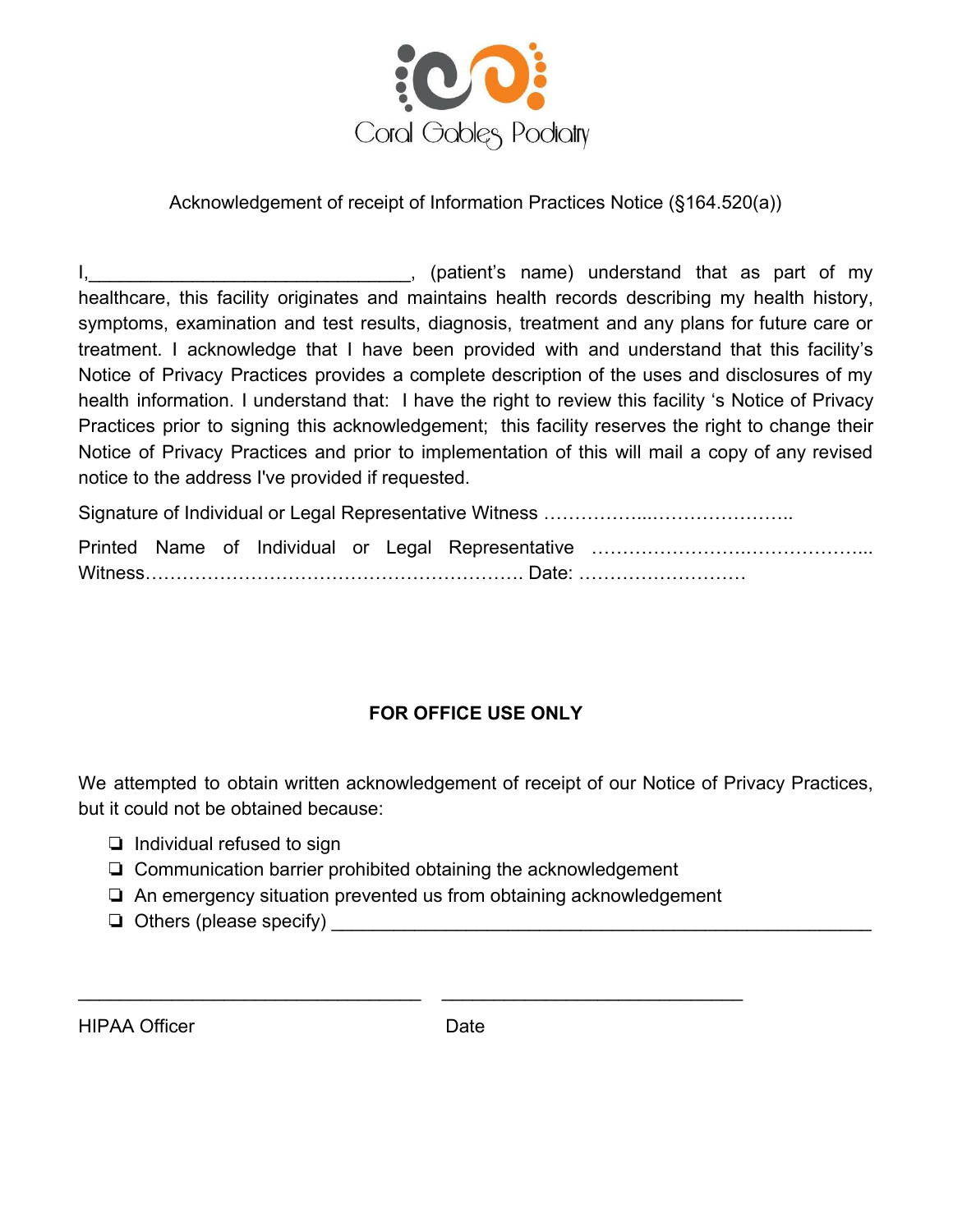Coral Gables Podiatry

Acknowledgement of receipt of Information Practices Notice (§164.520(a))

I,________________________________, (patient's name) understand that as part of my healthcare, this facility originates and maintains health records describing my health history, symptoms, examination and test results, diagnosis, treatment and any plans for future care or treatment. I acknowledge that I have been provided with and understand that this facility's Notice of Privacy Practices provides a complete description of the uses and disclosures of my health information. I understand that: I have the right to review this facility 's Notice of Privacy Practices prior to signing this acknowledgement; this facility reserves the right to change their Notice of Privacy Practices and prior to implementation of this will mail a copy of any revised notice to the address I've provided if requested.

Signature of Individual or Legal Representative Witness ……………...…………………..

Printed Name of Individual or Legal Representative ……………………..……………….. Witness……………………………………………………. Date: ………………………

**FOR OFFICE USE ONLY**

We attempted to obtain written acknowledgement of receipt of our Notice of Privacy Practices, but it could not be obtained because:

- ❏ Individual refused to sign
- ❏ Communication barrier prohibited obtaining the acknowledgement
- ❏ An emergency situation prevented us from obtaining acknowledgement
- ❏ Others (please specify) ______________________________________________________

__________________________________ ______________________________

HIPAA Officer Date